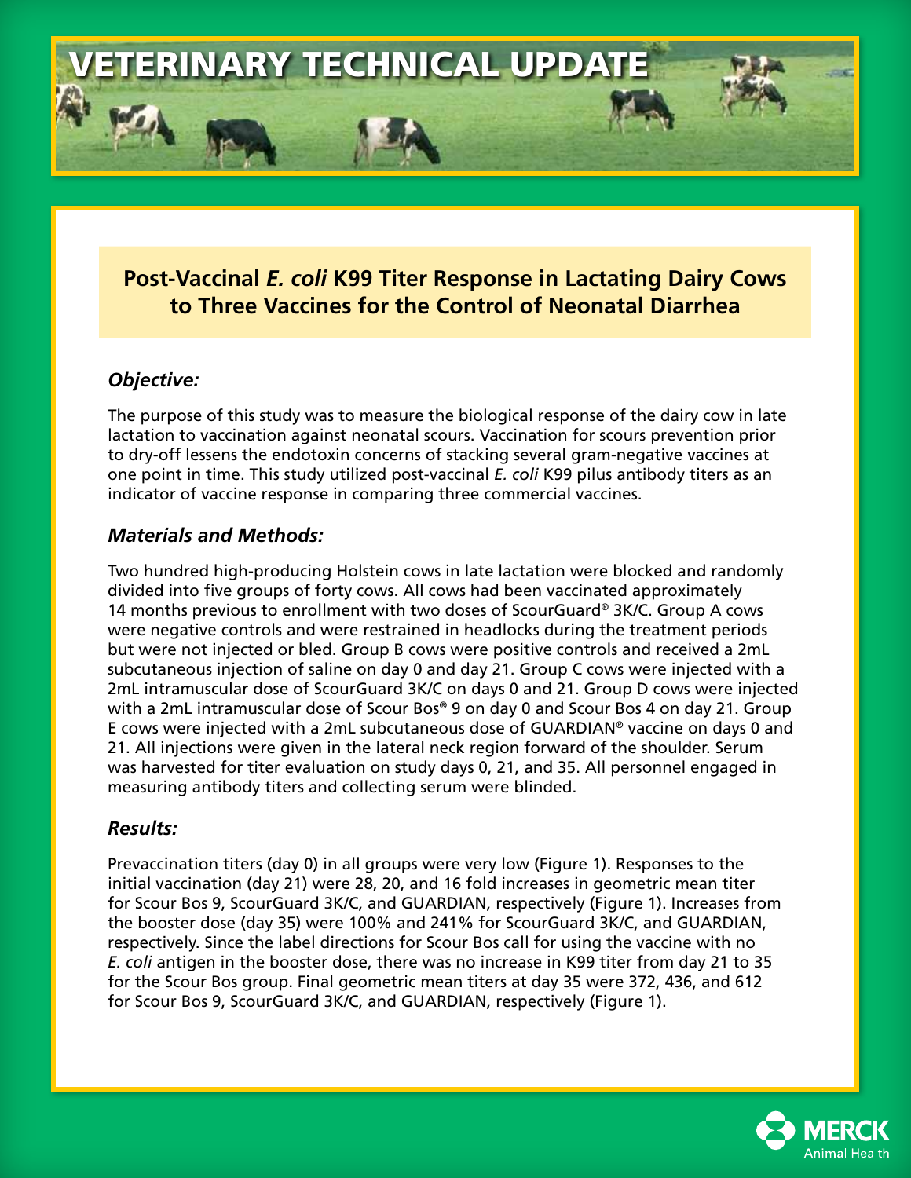# VETERINARY TECHNICAL UPDATE

## Post-Vaccinal *E. coli* K99 Titer Response in Lactating Dairy Cows to Three Vaccines for the Control of Neonatal Diarrhea

### *Objective:*

The purpose of this study was to measure the biological response of the dairy cow in late lactation to vaccination against neonatal scours. Vaccination for scours prevention prior to dry-off lessens the endotoxin concerns of stacking several gram-negative vaccines at one point in time. This study utilized post-vaccinal *E. coli* K99 pilus antibody titers as an indicator of vaccine response in comparing three commercial vaccines.

### *Materials and Methods:*

Two hundred high-producing Holstein cows in late lactation were blocked and randomly divided into five groups of forty cows. All cows had been vaccinated approximately 14 months previous to enrollment with two doses of ScourGuard® 3K/C. Group A cows were negative controls and were restrained in headlocks during the treatment periods but were not injected or bled. Group B cows were positive controls and received a 2mL subcutaneous injection of saline on day 0 and day 21. Group C cows were injected with a 2mL intramuscular dose of ScourGuard 3K/C on days 0 and 21. Group D cows were injected with a 2mL intramuscular dose of Scour Bos® 9 on day 0 and Scour Bos 4 on day 21. Group E cows were injected with a 2mL subcutaneous dose of GUARDIAN® vaccine on days 0 and 21. All injections were given in the lateral neck region forward of the shoulder. Serum was harvested for titer evaluation on study days 0, 21, and 35. All personnel engaged in measuring antibody titers and collecting serum were blinded.

### *Results:*

Prevaccination titers (day 0) in all groups were very low (Figure 1). Responses to the initial vaccination (day 21) were 28, 20, and 16 fold increases in geometric mean titer for Scour Bos 9, ScourGuard 3K/C, and GUARDIAN, respectively (Figure 1). Increases from the booster dose (day 35) were 100% and 241% for ScourGuard 3K/C, and GUARDIAN, respectively. Since the label directions for Scour Bos call for using the vaccine with no *E. coli* antigen in the booster dose, there was no increase in K99 titer from day 21 to 35 for the Scour Bos group. Final geometric mean titers at day 35 were 372, 436, and 612 for Scour Bos 9, ScourGuard 3K/C, and GUARDIAN, respectively (Figure 1).

MERCK Animal Health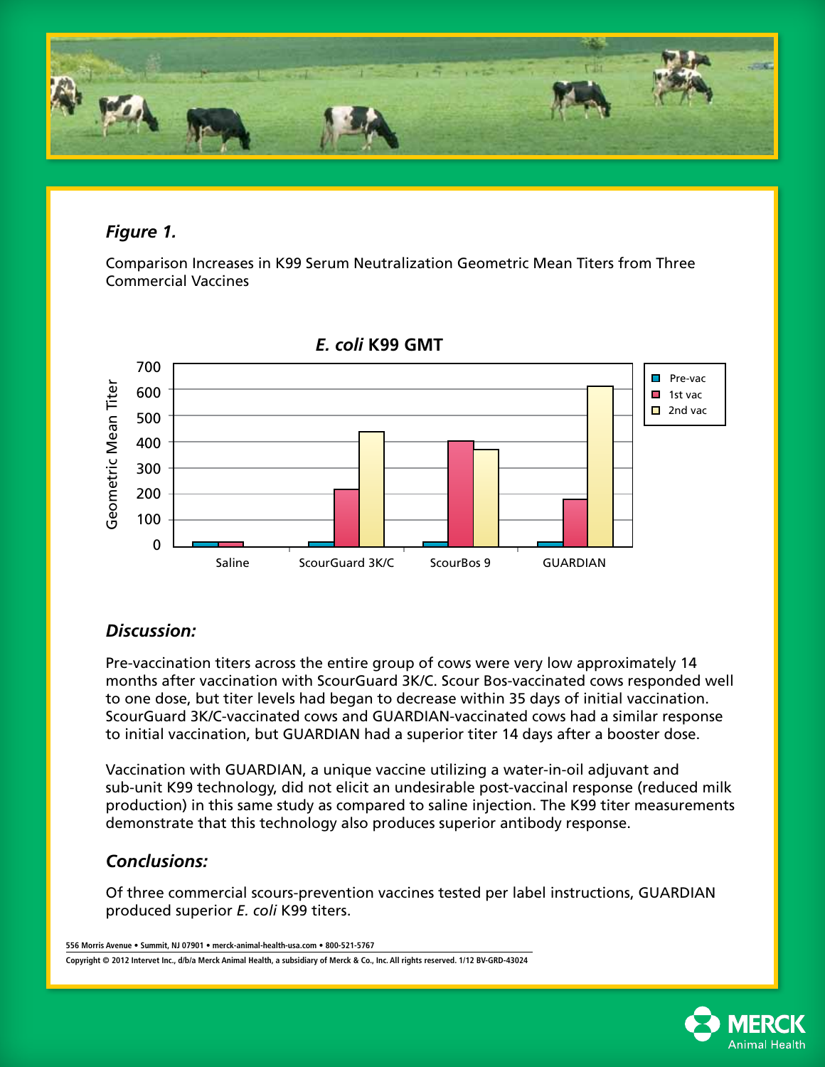### *Figure 1.*

Comparison Increases in K99 Serum Neutralization Geometric Mean Titers from Three Commercial Vaccines

***E. coli* K99 GMT**

Geometric Mean Titer

700
600
500
400
300
200
100
0

Saline
ScourGuard 3K/C
ScourBos 9
GUARDIAN

Pre-vac
1st vac
2nd vac

### *Discussion:*

Pre-vaccination titers across the entire group of cows were very low approximately 14 months after vaccination with ScourGuard 3K/C. Scour Bos-vaccinated cows responded well to one dose, but titer levels had began to decrease within 35 days of initial vaccination. ScourGuard 3K/C-vaccinated cows and GUARDIAN-vaccinated cows had a similar response to initial vaccination, but GUARDIAN had a superior titer 14 days after a booster dose.

Vaccination with GUARDIAN, a unique vaccine utilizing a water-in-oil adjuvant and sub-unit K99 technology, did not elicit an undesirable post-vaccinal response (reduced milk production) in this same study as compared to saline injection. The K99 titer measurements demonstrate that this technology also produces superior antibody response.

### *Conclusions:*

Of three commercial scours-prevention vaccines tested per label instructions, GUARDIAN produced superior *E. coli* K99 titers.

**556 Morris Avenue • Summit, NJ 07901 • merck-animal-health-usa.com • 800-521-5767**

**Copyright © 2012 Intervet Inc., d/b/a Merck Animal Health, a subsidiary of Merck & Co., Inc. All rights reserved. 1/12 BV-GRD-43024**

MERCK Animal Health